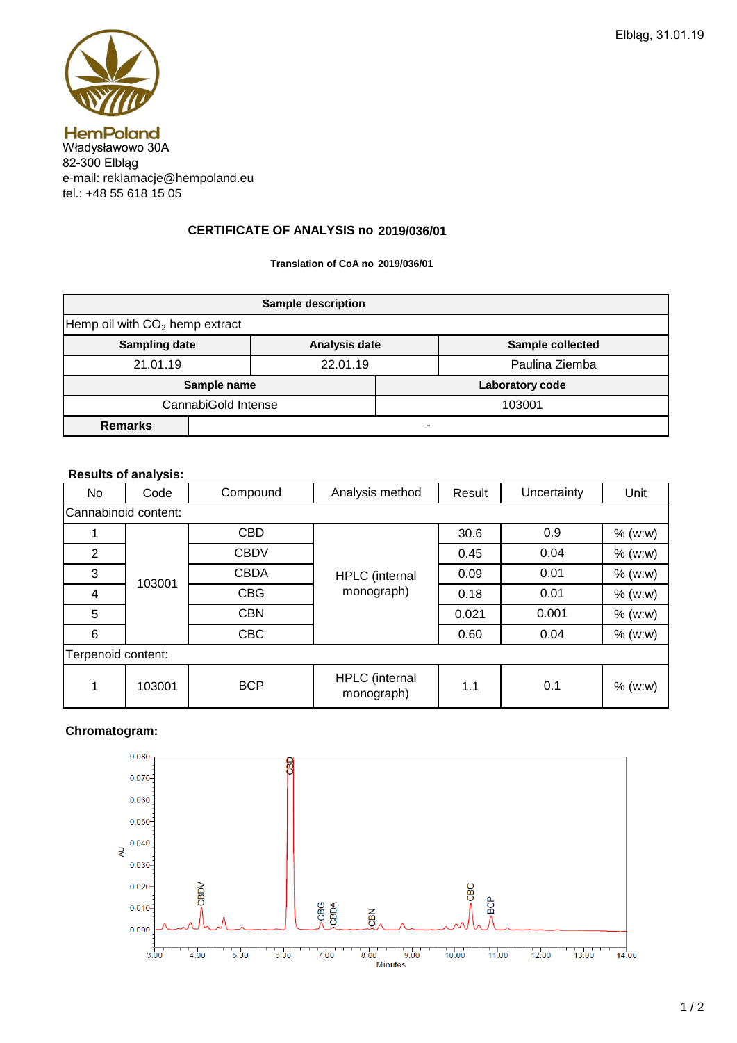Elbląg, 31.01.19

**HemPoland**
Władysławowo 30A
82-300 Elbląg
e-mail: reklamacje@hempoland.eu
tel.: +48 55 618 15 05

## CERTIFICATE OF ANALYSIS no 2019/036/01

**Translation of CoA no 2019/036/01**

| Sample description | | |
|---|---|---|
| Hemp oil with $CO_2$ hemp extract | | |
| **Sampling date** | **Analysis date** | **Sample collected** |
| 21.01.19 | 22.01.19 | Paulina Ziemba |
| **Sample name** | **Laboratory code** | |
| CannabiGold Intense | 103001 | |
| **Remarks** | - | |

**Results of analysis:**

| No | Code | Compound | Analysis method | Result | Uncertainty | Unit |
|---|---|---|---|---|---|---|
| Cannabinoid content: | | | | | | |
| 1 | 103001 | CBD | HPLC (internal monograph) | 30.6 | 0.9 | % (w:w) |
| 2 | | CBDV | | 0.45 | 0.04 | % (w:w) |
| 3 | | CBDA | | 0.09 | 0.01 | % (w:w) |
| 4 | | CBG | | 0.18 | 0.01 | % (w:w) |
| 5 | | CBN | | 0.021 | 0.001 | % (w:w) |
| 6 | | CBC | | 0.60 | 0.04 | % (w:w) |
| Terpenoid content: | | | | | | |
| 1 | 103001 | BCP | HPLC (internal monograph) | 1.1 | 0.1 | % (w:w) |

**Chromatogram:**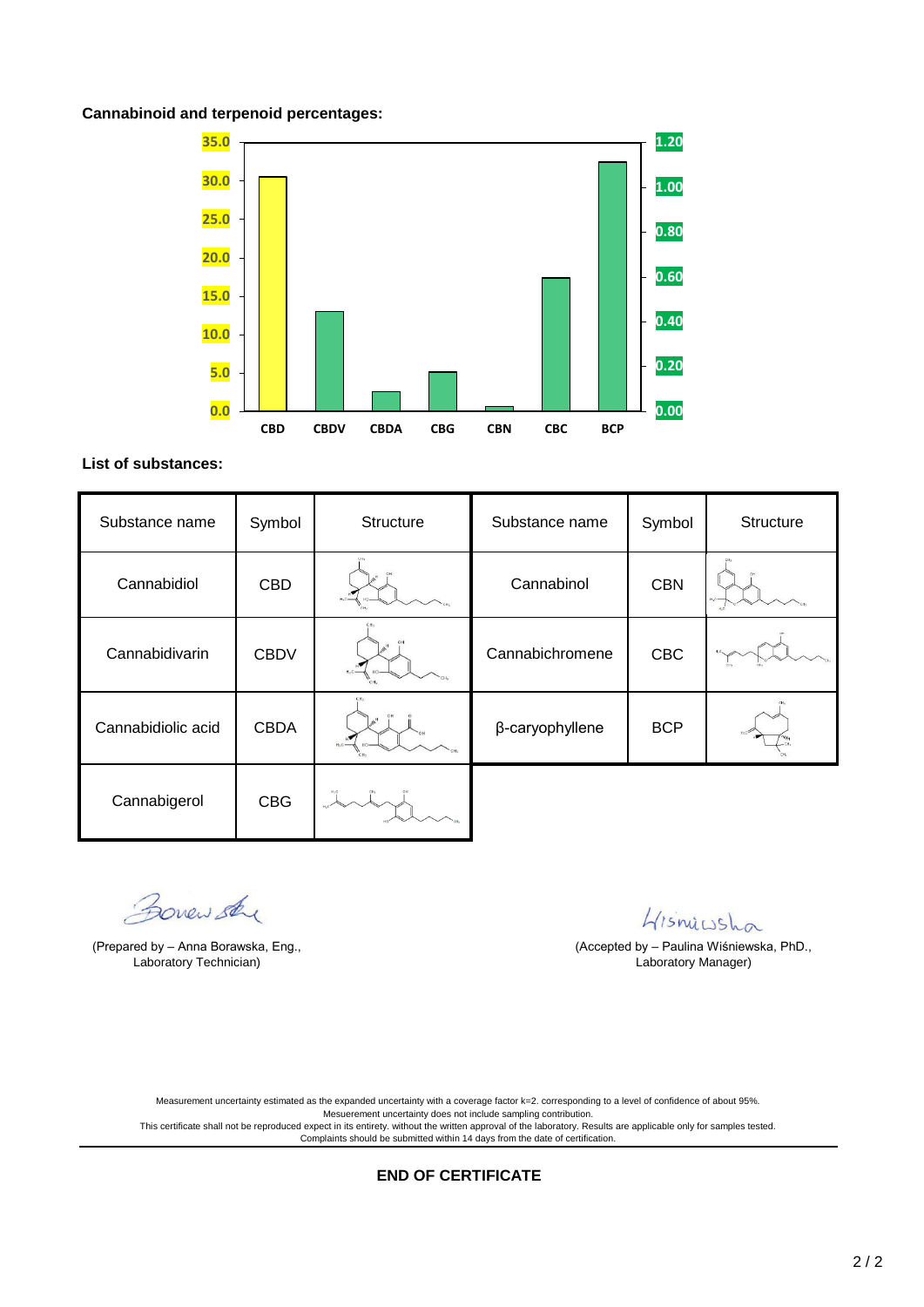**Cannabinoid and terpenoid percentages:**

35.0
30.0
25.0
20.0
15.0
10.0
5.0
0.0

1.20
1.00
0.80
0.60
0.40
0.20
0.00

CBD CBDV CBDA CBG CBN CBC BCP

**List of substances:**

| Substance name | Symbol | Structure | Substance name | Symbol | Structure |
|---|---|---|---|---|---|
| Cannabidiol | CBD | | Cannabinol | CBN | |
| Cannabidivarin | CBDV | | Cannabichromene | CBC | |
| Cannabidiolic acid | CBDA | | β-caryophyllene | BCP | |
| Cannabigerol | CBG | | | | |

(Prepared by – Anna Borawska, Eng., Laboratory Technician)

(Accepted by – Paulina Wiśniewska, PhD., Laboratory Manager)

Measurement uncertainty estimated as the expanded uncertainty with a coverage factor k=2. corresponding to a level of confidence of about 95%.
Mesuerement uncertainty does not include sampling contribution.
This certificate shall not be reproduced expect in its entirety. without the written approval of the laboratory. Results are applicable only for samples tested.
Complaints should be submitted within 14 days from the date of certification.

**END OF CERTIFICATE**